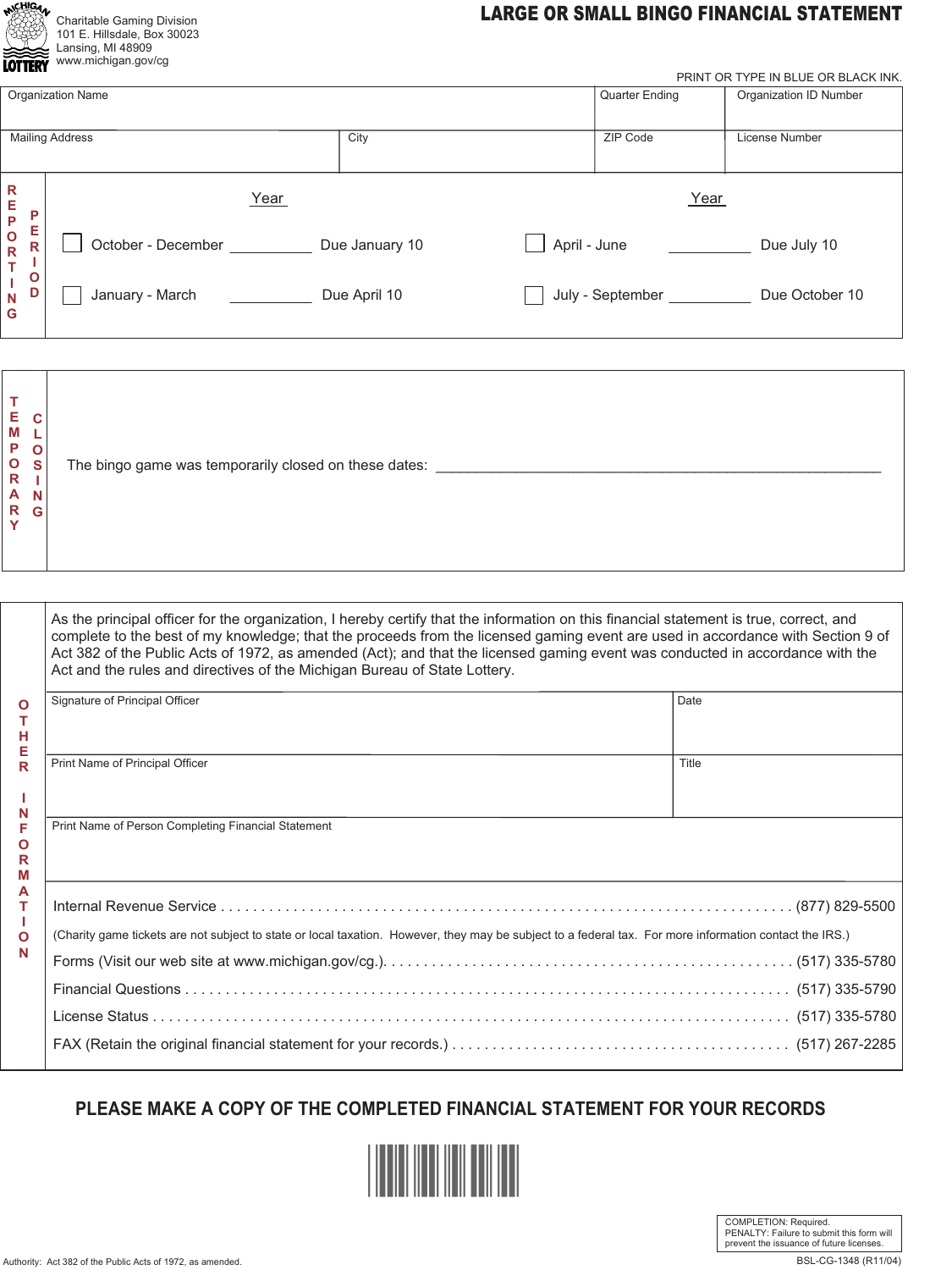Charitable Gaming Division
101 E. Hillsdale, Box 30023
Lansing, MI 48909
www.michigan.gov/cg

# LARGE OR SMALL BINGO FINANCIAL STATEMENT

PRINT OR TYPE IN BLUE OR BLACK INK.

| Organization Name | | Quarter Ending | Organization ID Number |
|---|---|---|---|
| Mailing Address | City | ZIP Code | License Number |

## REPORTING PERIOD

| | Year | | | Year | |
|---|---|---|---|---|---|
| ☐ October - December | ______ | Due January 10 | ☐ April - June | ______ | Due July 10 |
| ☐ January - March | ______ | Due April 10 | ☐ July - September | ______ | Due October 10 |

## TEMPORARY CLOSING

The bingo game was temporarily closed on these dates: ____________________________________________

## OTHER INFORMATION

As the principal officer for the organization, I hereby certify that the information on this financial statement is true, correct, and complete to the best of my knowledge; that the proceeds from the licensed gaming event are used in accordance with Section 9 of Act 382 of the Public Acts of 1972, as amended (Act); and that the licensed gaming event was conducted in accordance with the Act and the rules and directives of the Michigan Bureau of State Lottery.

| Signature of Principal Officer | Date |
|---|---|
| Print Name of Principal Officer | Title |
| Print Name of Person Completing Financial Statement | |

Internal Revenue Service . . . . . . . . . . . . (877) 829-5500

(Charity game tickets are not subject to state or local taxation. However, they may be subject to a federal tax. For more information contact the IRS.)

Forms (Visit our web site at www.michigan.gov/cg.). . . . . . . . . . . . (517) 335-5780

Financial Questions . . . . . . . . . . . . (517) 335-5790

License Status . . . . . . . . . . . . (517) 335-5780

FAX (Retain the original financial statement for your records.) . . . . . . . . . . . . (517) 267-2285

**PLEASE MAKE A COPY OF THE COMPLETED FINANCIAL STATEMENT FOR YOUR RECORDS**

COMPLETION: Required.
PENALTY: Failure to submit this form will prevent the issuance of future licenses.

Authority: Act 382 of the Public Acts of 1972, as amended.

BSL-CG-1348 (R11/04)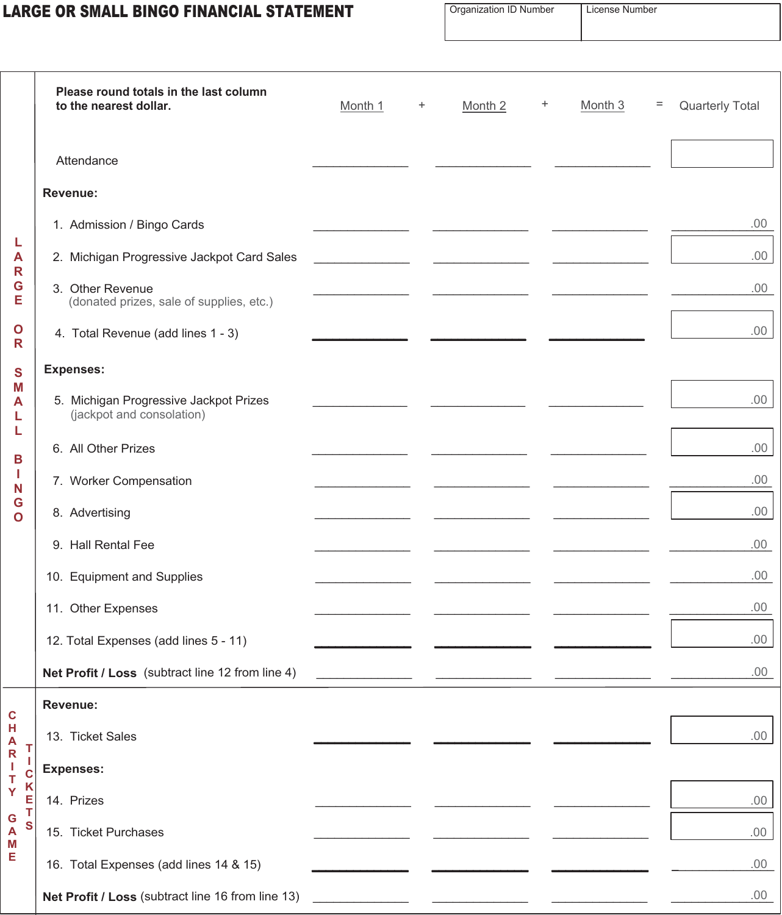# LARGE OR SMALL BINGO FINANCIAL STATEMENT

| Organization ID Number | License Number |
|---|---|
| | |

**Please round totals in the last column to the nearest dollar.**

| LARGE OR SMALL BINGO | Month 1 | + | Month 2 | + | Month 3 | = | Quarterly Total |
|---|---|---|---|---|---|---|---|
| Attendance | | | | | | | |
| **Revenue:** | | | | | | | |
| 1. Admission / Bingo Cards | | | | | | | .00 |
| 2. Michigan Progressive Jackpot Card Sales | | | | | | | .00 |
| 3. Other Revenue (donated prizes, sale of supplies, etc.) | | | | | | | .00 |
| 4. Total Revenue (add lines 1 - 3) | | | | | | | .00 |
| **Expenses:** | | | | | | | |
| 5. Michigan Progressive Jackpot Prizes (jackpot and consolation) | | | | | | | .00 |
| 6. All Other Prizes | | | | | | | .00 |
| 7. Worker Compensation | | | | | | | .00 |
| 8. Advertising | | | | | | | .00 |
| 9. Hall Rental Fee | | | | | | | .00 |
| 10. Equipment and Supplies | | | | | | | .00 |
| 11. Other Expenses | | | | | | | .00 |
| 12. Total Expenses (add lines 5 - 11) | | | | | | | .00 |
| **Net Profit / Loss** (subtract line 12 from line 4) | | | | | | | .00 |

| CHARITY GAME TICKETS | Month 1 | + | Month 2 | + | Month 3 | = | Quarterly Total |
|---|---|---|---|---|---|---|---|
| **Revenue:** | | | | | | | |
| 13. Ticket Sales | | | | | | | .00 |
| **Expenses:** | | | | | | | |
| 14. Prizes | | | | | | | .00 |
| 15. Ticket Purchases | | | | | | | .00 |
| 16. Total Expenses (add lines 14 & 15) | | | | | | | .00 |
| **Net Profit / Loss** (subtract line 16 from line 13) | | | | | | | .00 |